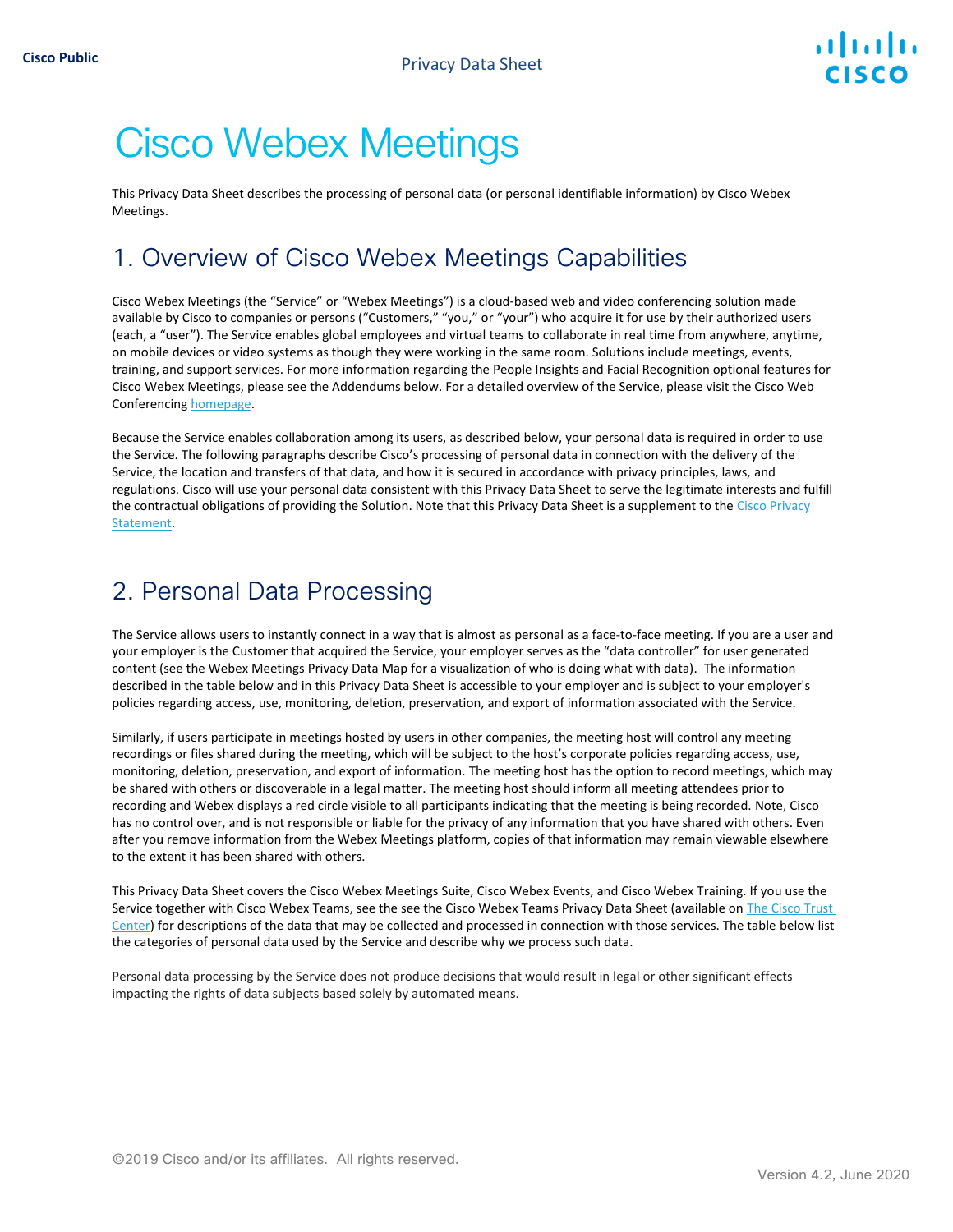# Cisco Webex Meetings

This Privacy Data Sheet describes the processing of personal data (or personal identifiable information) by Cisco Webex Meetings.

## 1. Overview of Cisco Webex Meetings Capabilities

Cisco Webex Meetings (the "Service" or "Webex Meetings") is a cloud-based web and video conferencing solution made available by Cisco to companies or persons ("Customers," "you," or "your") who acquire it for use by their authorized users (each, a "user"). The Service enables global employees and virtual teams to collaborate in real time from anywhere, anytime, on mobile devices or video systems as though they were working in the same room. Solutions include meetings, events, training, and support services. For more information regarding the People Insights and Facial Recognition optional features for Cisco Webex Meetings, please see the Addendums below. For a detailed overview of the Service, please visit the Cisco Web Conferencing homepage.

Because the Service enables collaboration among its users, as described below, your personal data is required in order to use the Service. The following paragraphs describe Cisco's processing of personal data in connection with the delivery of the Service, the location and transfers of that data, and how it is secured in accordance with privacy principles, laws, and regulations. Cisco will use your personal data consistent with this Privacy Data Sheet to serve the legitimate interests and fulfill the contractual obligations of providing the Solution. Note that this Privacy Data Sheet is a supplement to the Cisco Privacy Statement.

## 2. Personal Data Processing

The Service allows users to instantly connect in a way that is almost as personal as a face-to-face meeting. If you are a user and your employer is the Customer that acquired the Service, your employer serves as the "data controller" for user generated content (see the Webex Meetings Privacy Data Map for a visualization of who is doing what with data). The information described in the table below and in this Privacy Data Sheet is accessible to your employer and is subject to your employer's policies regarding access, use, monitoring, deletion, preservation, and export of information associated with the Service.

Similarly, if users participate in meetings hosted by users in other companies, the meeting host will control any meeting recordings or files shared during the meeting, which will be subject to the host's corporate policies regarding access, use, monitoring, deletion, preservation, and export of information. The meeting host has the option to record meetings, which may be shared with others or discoverable in a legal matter. The meeting host should inform all meeting attendees prior to recording and Webex displays a red circle visible to all participants indicating that the meeting is being recorded. Note, Cisco has no control over, and is not responsible or liable for the privacy of any information that you have shared with others. Even after you remove information from the Webex Meetings platform, copies of that information may remain viewable elsewhere to the extent it has been shared with others.

This Privacy Data Sheet covers the Cisco Webex Meetings Suite, Cisco Webex Events, and Cisco Webex Training. If you use the Service together with Cisco Webex Teams, see the see the Cisco Webex Teams Privacy Data Sheet (available on The Cisco Trust Center) for descriptions of the data that may be collected and processed in connection with those services. The table below list the categories of personal data used by the Service and describe why we process such data.

Personal data processing by the Service does not produce decisions that would result in legal or other significant effects impacting the rights of data subjects based solely by automated means.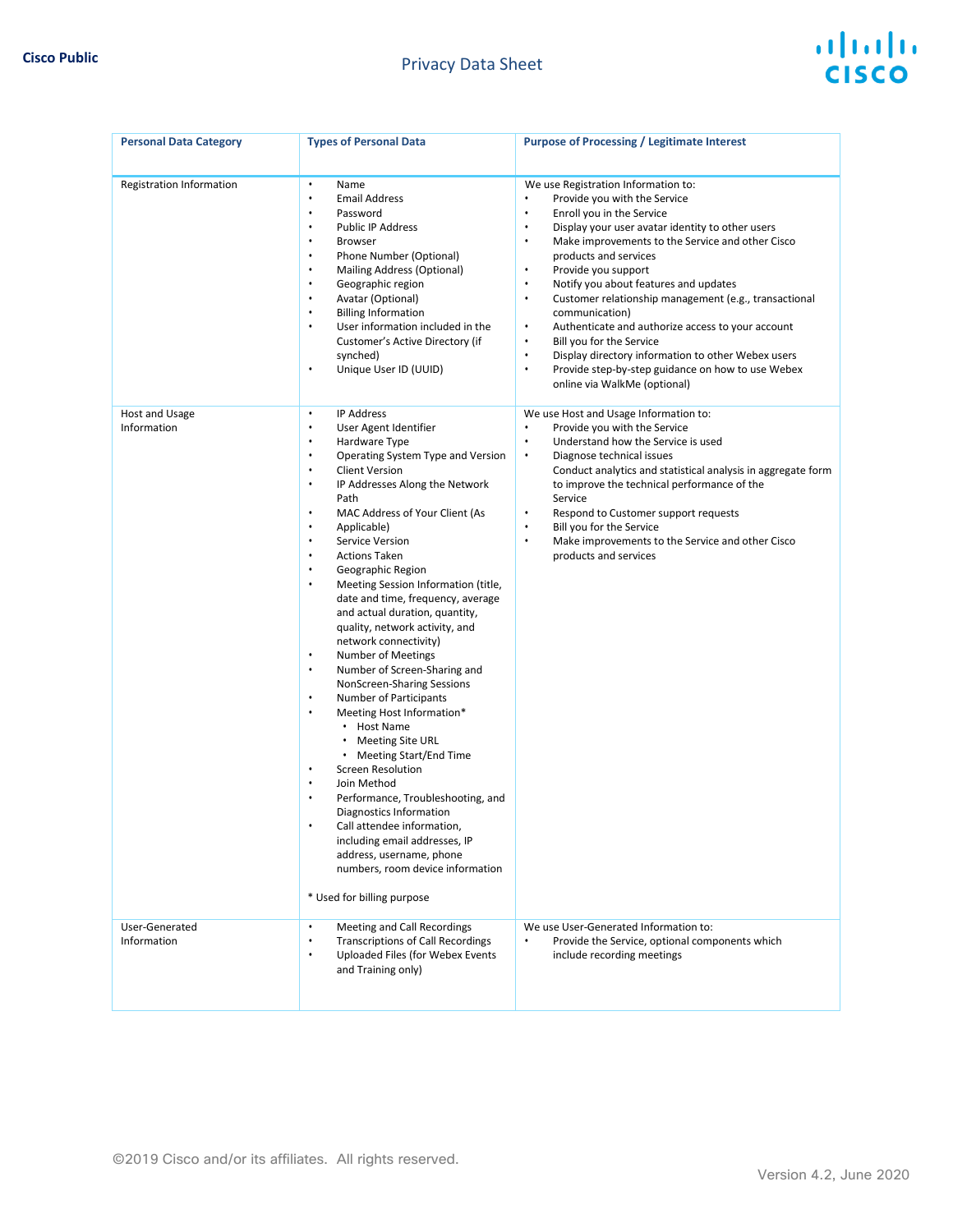| Personal Data Category | Types of Personal Data | Purpose of Processing / Legitimate Interest |
|---|---|---|
| Registration Information | • Name<br>• Email Address<br>• Password<br>• Public IP Address<br>• Browser<br>• Phone Number (Optional)<br>• Mailing Address (Optional)<br>• Geographic region<br>• Avatar (Optional)<br>• Billing Information<br>• User information included in the Customer's Active Directory (if synched)<br>• Unique User ID (UUID) | We use Registration Information to:<br>• Provide you with the Service<br>• Enroll you in the Service<br>• Display your user avatar identity to other users<br>• Make improvements to the Service and other Cisco products and services<br>• Provide you support<br>• Notify you about features and updates<br>• Customer relationship management (e.g., transactional communication)<br>• Authenticate and authorize access to your account<br>• Bill you for the Service<br>• Display directory information to other Webex users<br>• Provide step-by-step guidance on how to use Webex online via WalkMe (optional) |
| Host and Usage Information | • IP Address<br>• User Agent Identifier<br>• Hardware Type<br>• Operating System Type and Version<br>• Client Version<br>• IP Addresses Along the Network Path<br>• MAC Address of Your Client (As Applicable)<br>• Service Version<br>• Actions Taken<br>• Geographic Region<br>• Meeting Session Information (title, date and time, frequency, average and actual duration, quantity, quality, network activity, and network connectivity)<br>• Number of Meetings<br>• Number of Screen-Sharing and NonScreen-Sharing Sessions<br>• Number of Participants<br>• Meeting Host Information*<br>  • Host Name<br>  • Meeting Site URL<br>  • Meeting Start/End Time<br>• Screen Resolution<br>• Join Method<br>• Performance, Troubleshooting, and Diagnostics Information<br>• Call attendee information, including email addresses, IP address, username, phone numbers, room device information<br><br>* Used for billing purpose | We use Host and Usage Information to:<br>• Provide you with the Service<br>• Understand how the Service is used<br>• Diagnose technical issues<br>Conduct analytics and statistical analysis in aggregate form to improve the technical performance of the Service<br>• Respond to Customer support requests<br>• Bill you for the Service<br>• Make improvements to the Service and other Cisco products and services |
| User-Generated Information | • Meeting and Call Recordings<br>• Transcriptions of Call Recordings<br>• Uploaded Files (for Webex Events and Training only) | We use User-Generated Information to:<br>• Provide the Service, optional components which include recording meetings |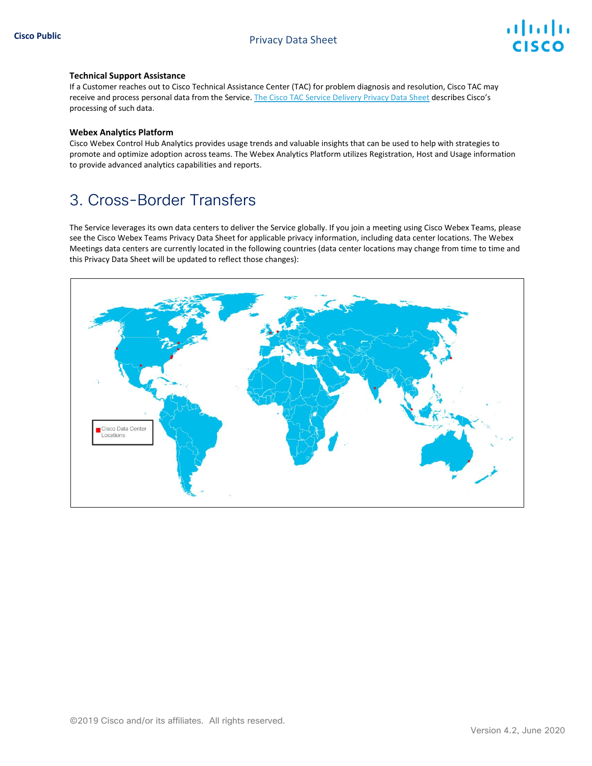### Technical Support Assistance

If a Customer reaches out to Cisco Technical Assistance Center (TAC) for problem diagnosis and resolution, Cisco TAC may receive and process personal data from the Service. The Cisco TAC Service Delivery Privacy Data Sheet describes Cisco's processing of such data.

### Webex Analytics Platform

Cisco Webex Control Hub Analytics provides usage trends and valuable insights that can be used to help with strategies to promote and optimize adoption across teams. The Webex Analytics Platform utilizes Registration, Host and Usage information to provide advanced analytics capabilities and reports.

## 3. Cross-Border Transfers

The Service leverages its own data centers to deliver the Service globally. If you join a meeting using Cisco Webex Teams, please see the Cisco Webex Teams Privacy Data Sheet for applicable privacy information, including data center locations. The Webex Meetings data centers are currently located in the following countries (data center locations may change from time to time and this Privacy Data Sheet will be updated to reflect those changes):

Cisco Data Center Locations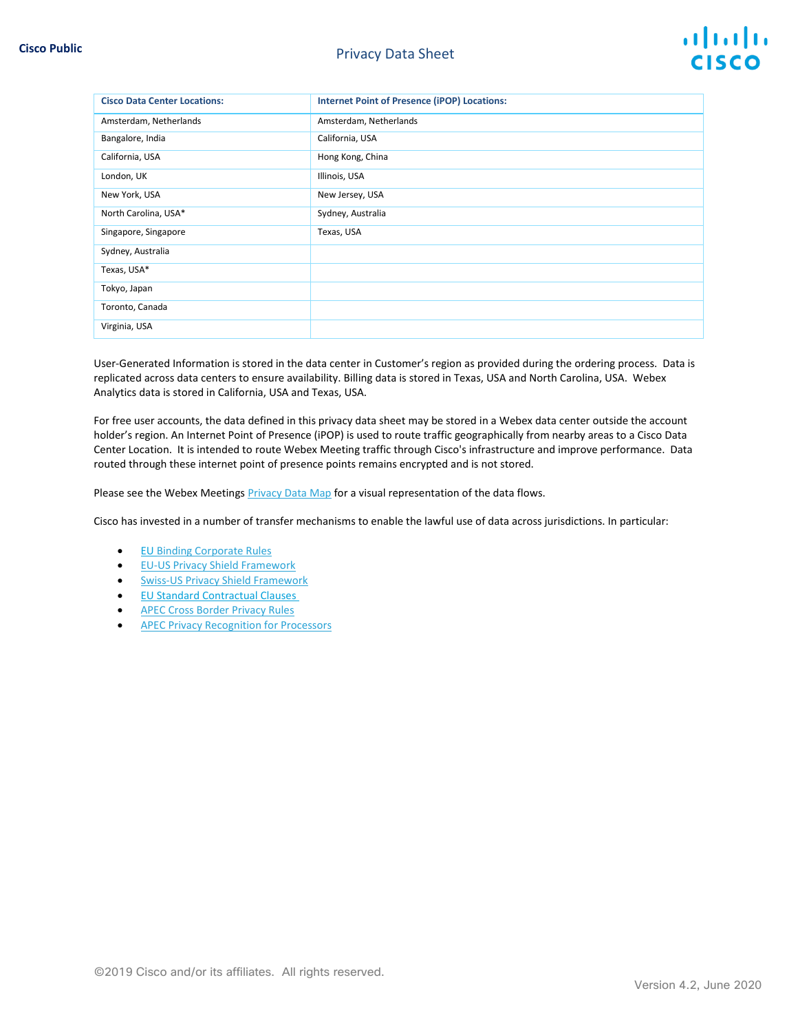| Cisco Data Center Locations: | Internet Point of Presence (iPOP) Locations: |
|---|---|
| Amsterdam, Netherlands | Amsterdam, Netherlands |
| Bangalore, India | California, USA |
| California, USA | Hong Kong, China |
| London, UK | Illinois, USA |
| New York, USA | New Jersey, USA |
| North Carolina, USA* | Sydney, Australia |
| Singapore, Singapore | Texas, USA |
| Sydney, Australia | |
| Texas, USA* | |
| Tokyo, Japan | |
| Toronto, Canada | |
| Virginia, USA | |

User-Generated Information is stored in the data center in Customer's region as provided during the ordering process. Data is replicated across data centers to ensure availability. Billing data is stored in Texas, USA and North Carolina, USA. Webex Analytics data is stored in California, USA and Texas, USA.

For free user accounts, the data defined in this privacy data sheet may be stored in a Webex data center outside the account holder's region. An Internet Point of Presence (iPOP) is used to route traffic geographically from nearby areas to a Cisco Data Center Location. It is intended to route Webex Meeting traffic through Cisco's infrastructure and improve performance. Data routed through these internet point of presence points remains encrypted and is not stored.

Please see the Webex Meetings Privacy Data Map for a visual representation of the data flows.

Cisco has invested in a number of transfer mechanisms to enable the lawful use of data across jurisdictions. In particular:

- EU Binding Corporate Rules
- EU-US Privacy Shield Framework
- Swiss-US Privacy Shield Framework
- EU Standard Contractual Clauses
- APEC Cross Border Privacy Rules
- APEC Privacy Recognition for Processors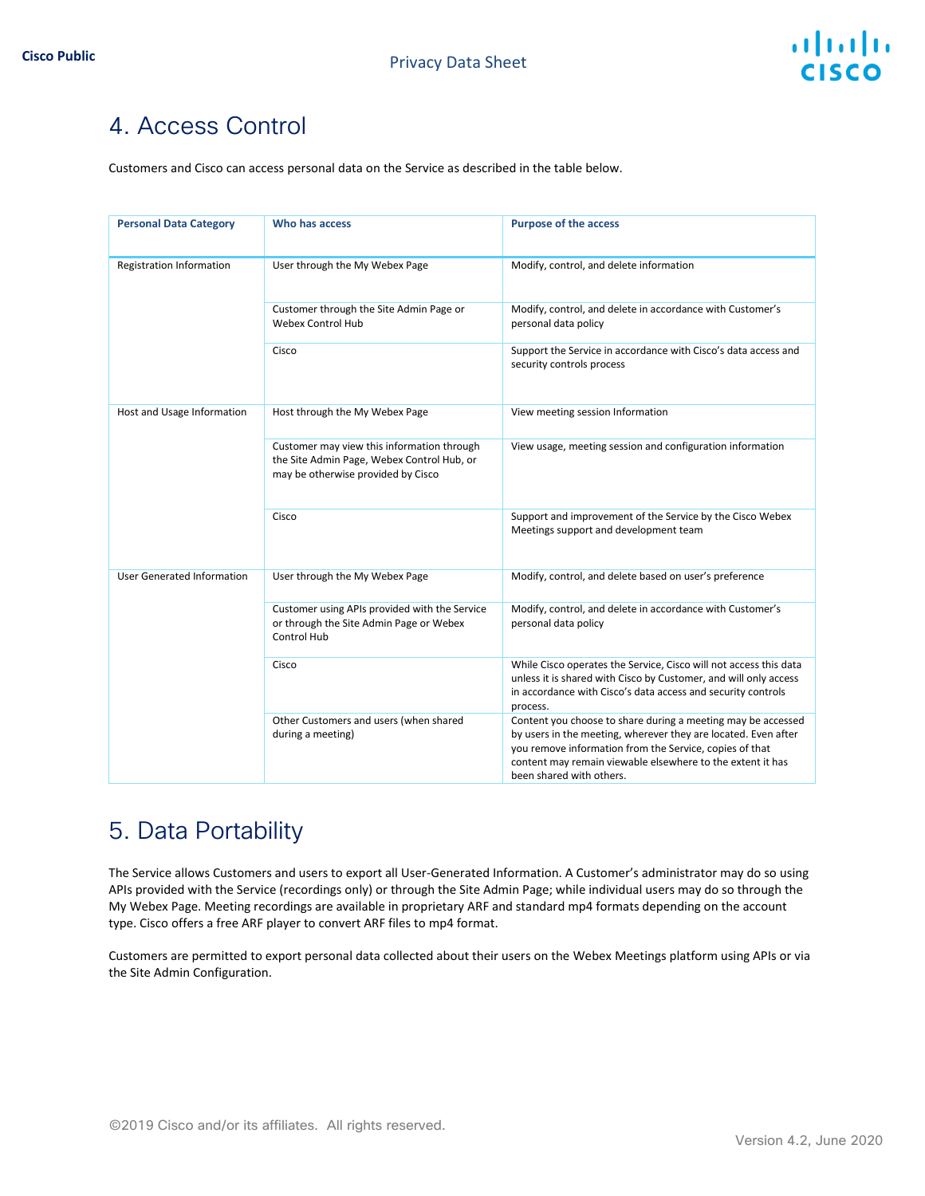# 4. Access Control

Customers and Cisco can access personal data on the Service as described in the table below.

| Personal Data Category | Who has access | Purpose of the access |
|---|---|---|
| Registration Information | User through the My Webex Page | Modify, control, and delete information |
| | Customer through the Site Admin Page or Webex Control Hub | Modify, control, and delete in accordance with Customer's personal data policy |
| | Cisco | Support the Service in accordance with Cisco's data access and security controls process |
| Host and Usage Information | Host through the My Webex Page | View meeting session Information |
| | Customer may view this information through the Site Admin Page, Webex Control Hub, or may be otherwise provided by Cisco | View usage, meeting session and configuration information |
| | Cisco | Support and improvement of the Service by the Cisco Webex Meetings support and development team |
| User Generated Information | User through the My Webex Page | Modify, control, and delete based on user's preference |
| | Customer using APIs provided with the Service or through the Site Admin Page or Webex Control Hub | Modify, control, and delete in accordance with Customer's personal data policy |
| | Cisco | While Cisco operates the Service, Cisco will not access this data unless it is shared with Cisco by Customer, and will only access in accordance with Cisco's data access and security controls process. |
| | Other Customers and users (when shared during a meeting) | Content you choose to share during a meeting may be accessed by users in the meeting, wherever they are located. Even after you remove information from the Service, copies of that content may remain viewable elsewhere to the extent it has been shared with others. |

# 5. Data Portability

The Service allows Customers and users to export all User-Generated Information. A Customer's administrator may do so using APIs provided with the Service (recordings only) or through the Site Admin Page; while individual users may do so through the My Webex Page. Meeting recordings are available in proprietary ARF and standard mp4 formats depending on the account type. Cisco offers a free ARF player to convert ARF files to mp4 format.

Customers are permitted to export personal data collected about their users on the Webex Meetings platform using APIs or via the Site Admin Configuration.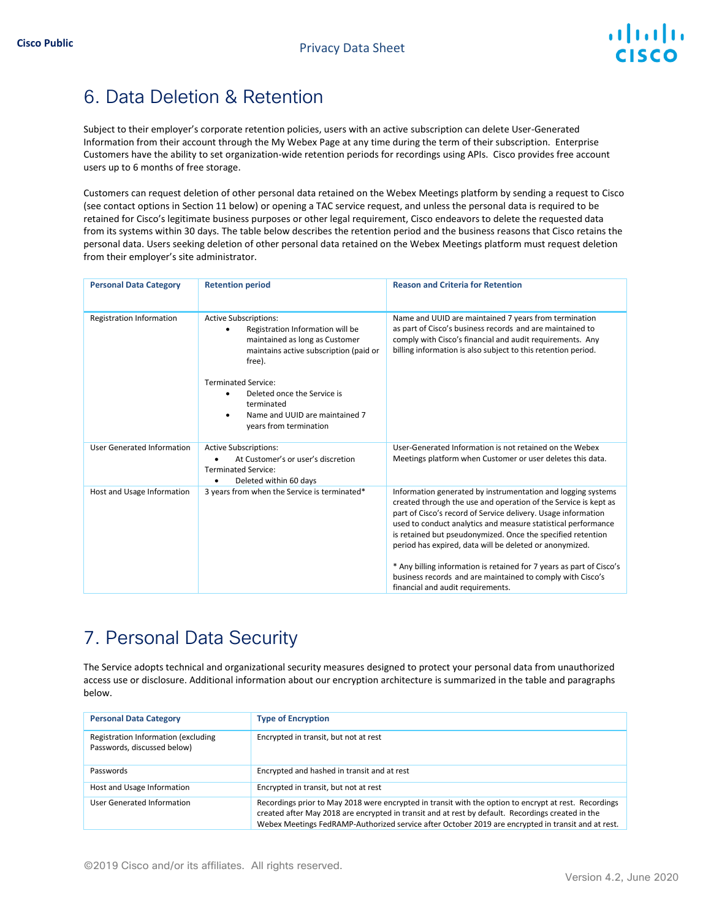# 6. Data Deletion & Retention

Subject to their employer's corporate retention policies, users with an active subscription can delete User-Generated Information from their account through the My Webex Page at any time during the term of their subscription. Enterprise Customers have the ability to set organization-wide retention periods for recordings using APIs. Cisco provides free account users up to 6 months of free storage.

Customers can request deletion of other personal data retained on the Webex Meetings platform by sending a request to Cisco (see contact options in Section 11 below) or opening a TAC service request, and unless the personal data is required to be retained for Cisco's legitimate business purposes or other legal requirement, Cisco endeavors to delete the requested data from its systems within 30 days. The table below describes the retention period and the business reasons that Cisco retains the personal data. Users seeking deletion of other personal data retained on the Webex Meetings platform must request deletion from their employer's site administrator.

| Personal Data Category | Retention period | Reason and Criteria for Retention |
|---|---|---|
| Registration Information | Active Subscriptions:<br>• Registration Information will be maintained as long as Customer maintains active subscription (paid or free).<br><br>Terminated Service:<br>• Deleted once the Service is terminated<br>• Name and UUID are maintained 7 years from termination | Name and UUID are maintained 7 years from termination as part of Cisco's business records and are maintained to comply with Cisco's financial and audit requirements. Any billing information is also subject to this retention period. |
| User Generated Information | Active Subscriptions:<br>• At Customer's or user's discretion<br>Terminated Service:<br>• Deleted within 60 days | User-Generated Information is not retained on the Webex Meetings platform when Customer or user deletes this data. |
| Host and Usage Information | 3 years from when the Service is terminated* | Information generated by instrumentation and logging systems created through the use and operation of the Service is kept as part of Cisco's record of Service delivery. Usage information used to conduct analytics and measure statistical performance is retained but pseudonymized. Once the specified retention period has expired, data will be deleted or anonymized.<br><br>* Any billing information is retained for 7 years as part of Cisco's business records and are maintained to comply with Cisco's financial and audit requirements. |

# 7. Personal Data Security

The Service adopts technical and organizational security measures designed to protect your personal data from unauthorized access use or disclosure. Additional information about our encryption architecture is summarized in the table and paragraphs below.

| Personal Data Category | Type of Encryption |
|---|---|
| Registration Information (excluding Passwords, discussed below) | Encrypted in transit, but not at rest |
| Passwords | Encrypted and hashed in transit and at rest |
| Host and Usage Information | Encrypted in transit, but not at rest |
| User Generated Information | Recordings prior to May 2018 were encrypted in transit with the option to encrypt at rest. Recordings created after May 2018 are encrypted in transit and at rest by default. Recordings created in the Webex Meetings FedRAMP-Authorized service after October 2019 are encrypted in transit and at rest. |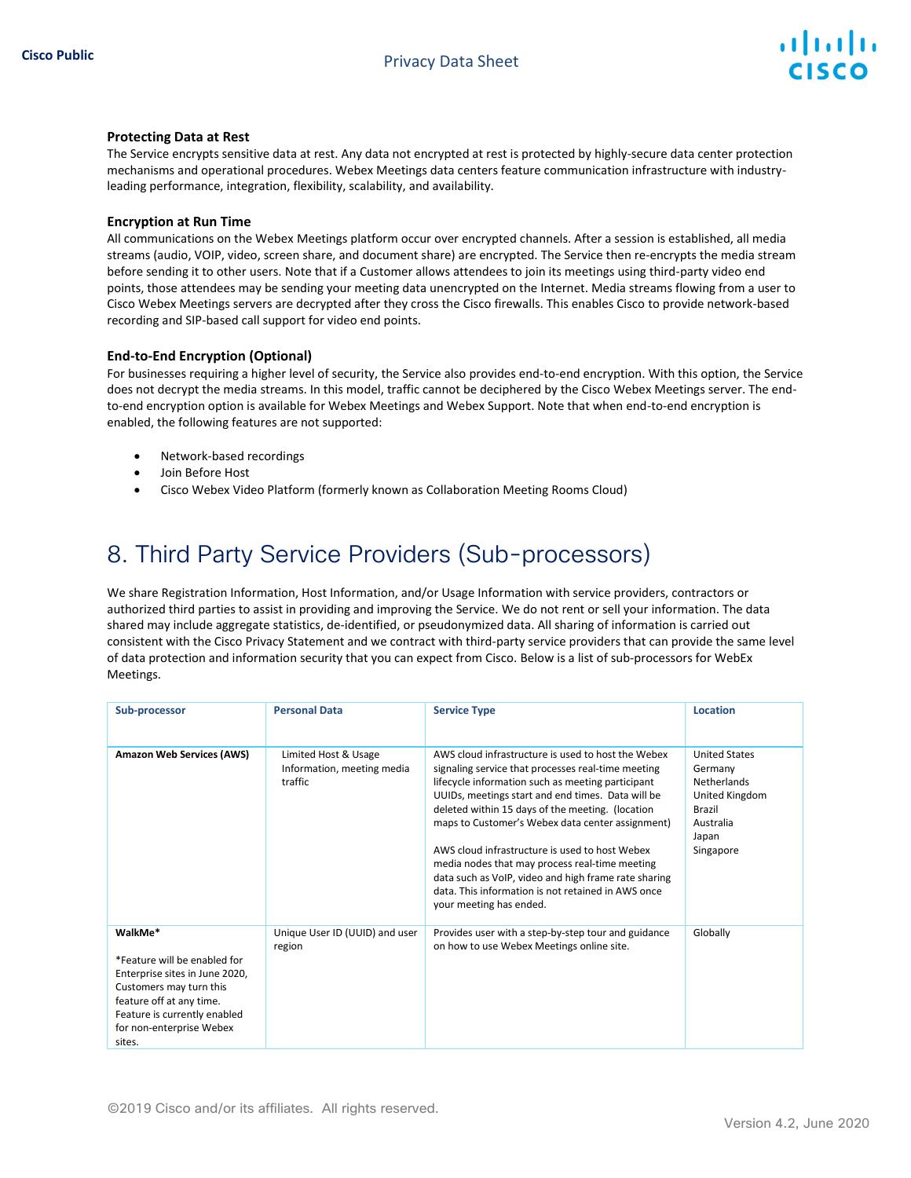### Protecting Data at Rest

The Service encrypts sensitive data at rest. Any data not encrypted at rest is protected by highly-secure data center protection mechanisms and operational procedures. Webex Meetings data centers feature communication infrastructure with industry-leading performance, integration, flexibility, scalability, and availability.

### Encryption at Run Time

All communications on the Webex Meetings platform occur over encrypted channels. After a session is established, all media streams (audio, VOIP, video, screen share, and document share) are encrypted. The Service then re-encrypts the media stream before sending it to other users. Note that if a Customer allows attendees to join its meetings using third-party video end points, those attendees may be sending your meeting data unencrypted on the Internet. Media streams flowing from a user to Cisco Webex Meetings servers are decrypted after they cross the Cisco firewalls. This enables Cisco to provide network-based recording and SIP-based call support for video end points.

### End-to-End Encryption (Optional)

For businesses requiring a higher level of security, the Service also provides end-to-end encryption. With this option, the Service does not decrypt the media streams. In this model, traffic cannot be deciphered by the Cisco Webex Meetings server. The end-to-end encryption option is available for Webex Meetings and Webex Support. Note that when end-to-end encryption is enabled, the following features are not supported:

- Network-based recordings
- Join Before Host
- Cisco Webex Video Platform (formerly known as Collaboration Meeting Rooms Cloud)

# 8. Third Party Service Providers (Sub-processors)

We share Registration Information, Host Information, and/or Usage Information with service providers, contractors or authorized third parties to assist in providing and improving the Service. We do not rent or sell your information. The data shared may include aggregate statistics, de-identified, or pseudonymized data. All sharing of information is carried out consistent with the Cisco Privacy Statement and we contract with third-party service providers that can provide the same level of data protection and information security that you can expect from Cisco. Below is a list of sub-processors for WebEx Meetings.

| Sub-processor | Personal Data | Service Type | Location |
|---|---|---|---|
| **Amazon Web Services (AWS)** | Limited Host & Usage Information, meeting media traffic | AWS cloud infrastructure is used to host the Webex signaling service that processes real-time meeting lifecycle information such as meeting participant UUIDs, meetings start and end times. Data will be deleted within 15 days of the meeting. (location maps to Customer's Webex data center assignment)<br><br>AWS cloud infrastructure is used to host Webex media nodes that may process real-time meeting data such as VoIP, video and high frame rate sharing data. This information is not retained in AWS once your meeting has ended. | United States<br>Germany<br>Netherlands<br>United Kingdom<br>Brazil<br>Australia<br>Japan<br>Singapore |
| **WalkMe***<br><br>*Feature will be enabled for Enterprise sites in June 2020, Customers may turn this feature off at any time. Feature is currently enabled for non-enterprise Webex sites. | Unique User ID (UUID) and user region | Provides user with a step-by-step tour and guidance on how to use Webex Meetings online site. | Globally |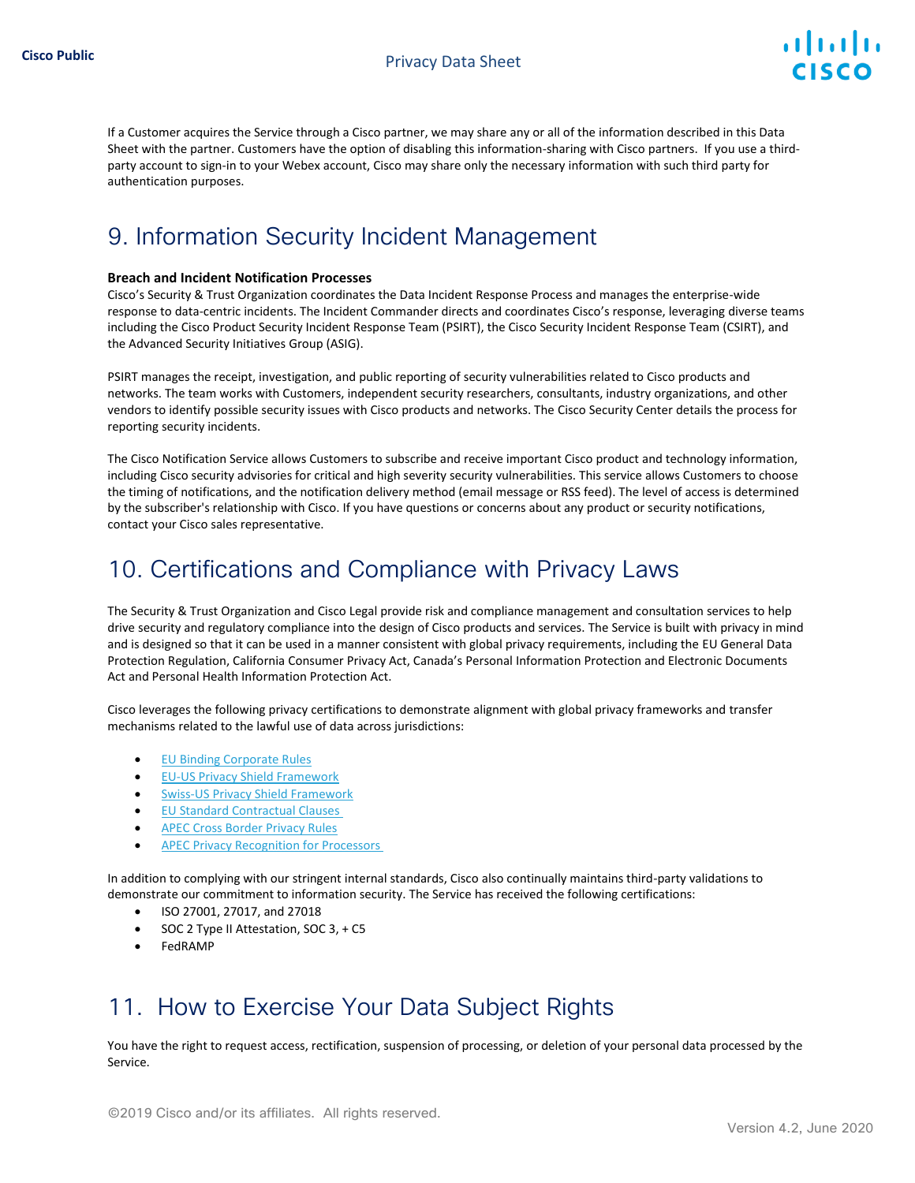If a Customer acquires the Service through a Cisco partner, we may share any or all of the information described in this Data Sheet with the partner. Customers have the option of disabling this information-sharing with Cisco partners. If you use a third-party account to sign-in to your Webex account, Cisco may share only the necessary information with such third party for authentication purposes.

# 9. Information Security Incident Management

**Breach and Incident Notification Processes**

Cisco's Security & Trust Organization coordinates the Data Incident Response Process and manages the enterprise-wide response to data-centric incidents. The Incident Commander directs and coordinates Cisco's response, leveraging diverse teams including the Cisco Product Security Incident Response Team (PSIRT), the Cisco Security Incident Response Team (CSIRT), and the Advanced Security Initiatives Group (ASIG).

PSIRT manages the receipt, investigation, and public reporting of security vulnerabilities related to Cisco products and networks. The team works with Customers, independent security researchers, consultants, industry organizations, and other vendors to identify possible security issues with Cisco products and networks. The Cisco Security Center details the process for reporting security incidents.

The Cisco Notification Service allows Customers to subscribe and receive important Cisco product and technology information, including Cisco security advisories for critical and high severity security vulnerabilities. This service allows Customers to choose the timing of notifications, and the notification delivery method (email message or RSS feed). The level of access is determined by the subscriber's relationship with Cisco. If you have questions or concerns about any product or security notifications, contact your Cisco sales representative.

# 10. Certifications and Compliance with Privacy Laws

The Security & Trust Organization and Cisco Legal provide risk and compliance management and consultation services to help drive security and regulatory compliance into the design of Cisco products and services. The Service is built with privacy in mind and is designed so that it can be used in a manner consistent with global privacy requirements, including the EU General Data Protection Regulation, California Consumer Privacy Act, Canada's Personal Information Protection and Electronic Documents Act and Personal Health Information Protection Act.

Cisco leverages the following privacy certifications to demonstrate alignment with global privacy frameworks and transfer mechanisms related to the lawful use of data across jurisdictions:

- EU Binding Corporate Rules
- EU-US Privacy Shield Framework
- Swiss-US Privacy Shield Framework
- EU Standard Contractual Clauses
- APEC Cross Border Privacy Rules
- APEC Privacy Recognition for Processors

In addition to complying with our stringent internal standards, Cisco also continually maintains third-party validations to demonstrate our commitment to information security. The Service has received the following certifications:

- ISO 27001, 27017, and 27018
- SOC 2 Type II Attestation, SOC 3, + C5
- FedRAMP

# 11. How to Exercise Your Data Subject Rights

You have the right to request access, rectification, suspension of processing, or deletion of your personal data processed by the Service.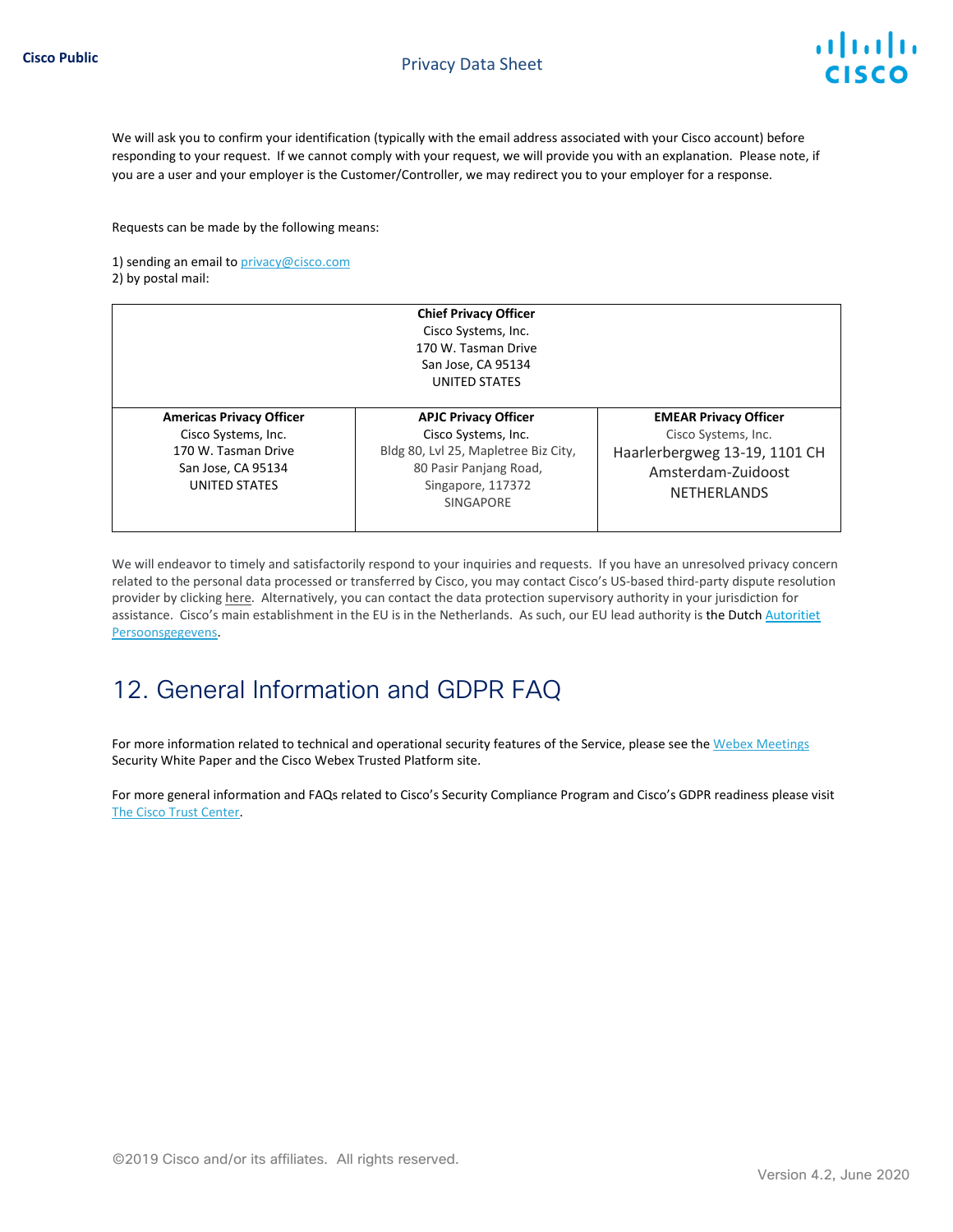We will ask you to confirm your identification (typically with the email address associated with your Cisco account) before responding to your request. If we cannot comply with your request, we will provide you with an explanation. Please note, if you are a user and your employer is the Customer/Controller, we may redirect you to your employer for a response.

Requests can be made by the following means:

1) sending an email to privacy@cisco.com
2) by postal mail:

| **Chief Privacy Officer**<br>Cisco Systems, Inc.<br>170 W. Tasman Drive<br>San Jose, CA 95134<br>UNITED STATES | | |
|---|---|---|
| **Americas Privacy Officer**<br>Cisco Systems, Inc.<br>170 W. Tasman Drive<br>San Jose, CA 95134<br>UNITED STATES | **APJC Privacy Officer**<br>Cisco Systems, Inc.<br>Bldg 80, Lvl 25, Mapletree Biz City,<br>80 Pasir Panjang Road,<br>Singapore, 117372<br>SINGAPORE | **EMEAR Privacy Officer**<br>Cisco Systems, Inc.<br>Haarlerbergweg 13-19, 1101 CH<br>Amsterdam-Zuidoost<br>NETHERLANDS |

We will endeavor to timely and satisfactorily respond to your inquiries and requests. If you have an unresolved privacy concern related to the personal data processed or transferred by Cisco, you may contact Cisco's US-based third-party dispute resolution provider by clicking here. Alternatively, you can contact the data protection supervisory authority in your jurisdiction for assistance. Cisco's main establishment in the EU is in the Netherlands. As such, our EU lead authority is the Dutch Autoritiet Persoonsgegevens.

# 12. General Information and GDPR FAQ

For more information related to technical and operational security features of the Service, please see the Webex Meetings Security White Paper and the Cisco Webex Trusted Platform site.

For more general information and FAQs related to Cisco's Security Compliance Program and Cisco's GDPR readiness please visit The Cisco Trust Center.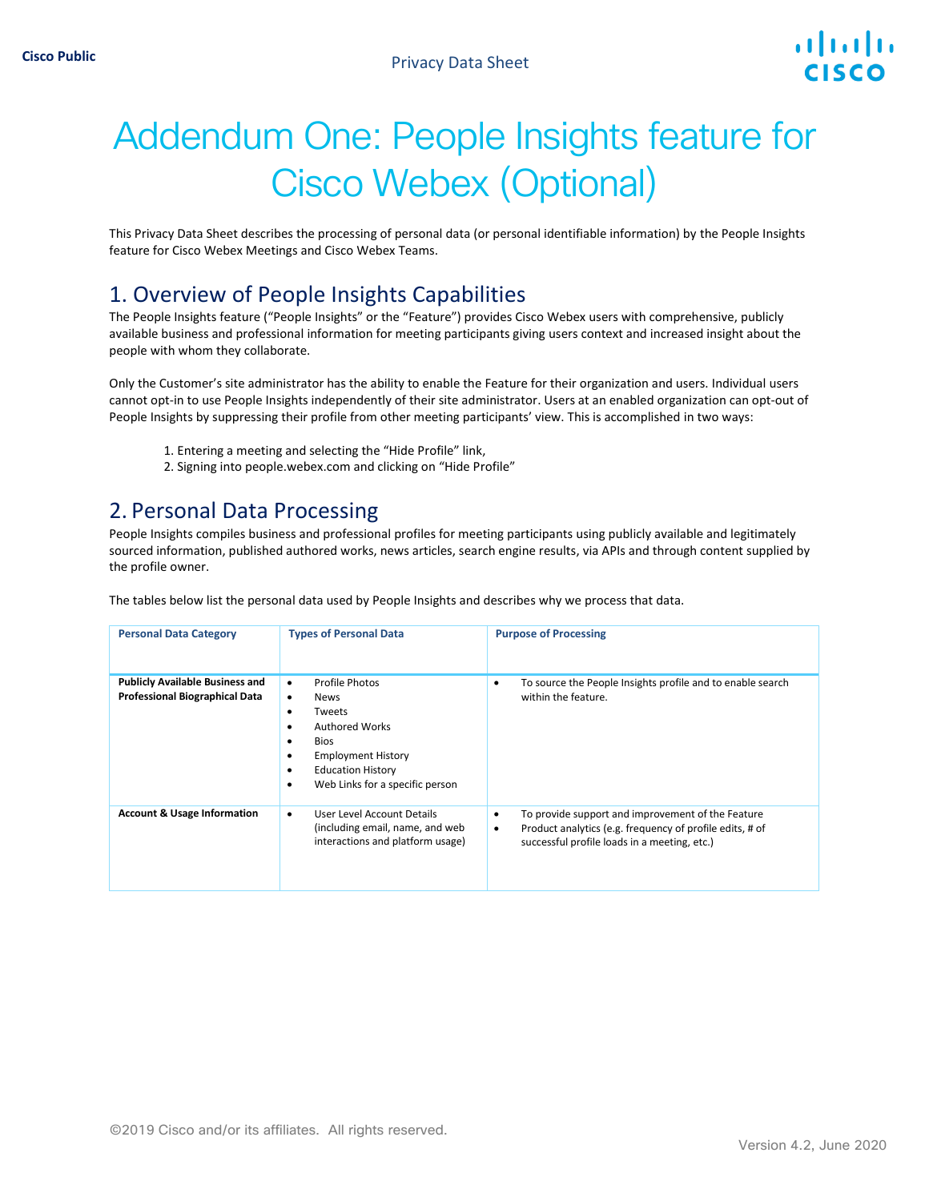# Addendum One: People Insights feature for Cisco Webex (Optional)

This Privacy Data Sheet describes the processing of personal data (or personal identifiable information) by the People Insights feature for Cisco Webex Meetings and Cisco Webex Teams.

## 1. Overview of People Insights Capabilities

The People Insights feature ("People Insights" or the "Feature") provides Cisco Webex users with comprehensive, publicly available business and professional information for meeting participants giving users context and increased insight about the people with whom they collaborate.

Only the Customer's site administrator has the ability to enable the Feature for their organization and users. Individual users cannot opt-in to use People Insights independently of their site administrator. Users at an enabled organization can opt-out of People Insights by suppressing their profile from other meeting participants' view. This is accomplished in two ways:

1. Entering a meeting and selecting the "Hide Profile" link,
2. Signing into people.webex.com and clicking on "Hide Profile"

## 2. Personal Data Processing

People Insights compiles business and professional profiles for meeting participants using publicly available and legitimately sourced information, published authored works, news articles, search engine results, via APIs and through content supplied by the profile owner.

The tables below list the personal data used by People Insights and describes why we process that data.

| Personal Data Category | Types of Personal Data | Purpose of Processing |
|---|---|---|
| **Publicly Available Business and Professional Biographical Data** | • Profile Photos<br>• News<br>• Tweets<br>• Authored Works<br>• Bios<br>• Employment History<br>• Education History<br>• Web Links for a specific person | • To source the People Insights profile and to enable search within the feature. |
| **Account & Usage Information** | • User Level Account Details (including email, name, and web interactions and platform usage) | • To provide support and improvement of the Feature<br>• Product analytics (e.g. frequency of profile edits, # of successful profile loads in a meeting, etc.) |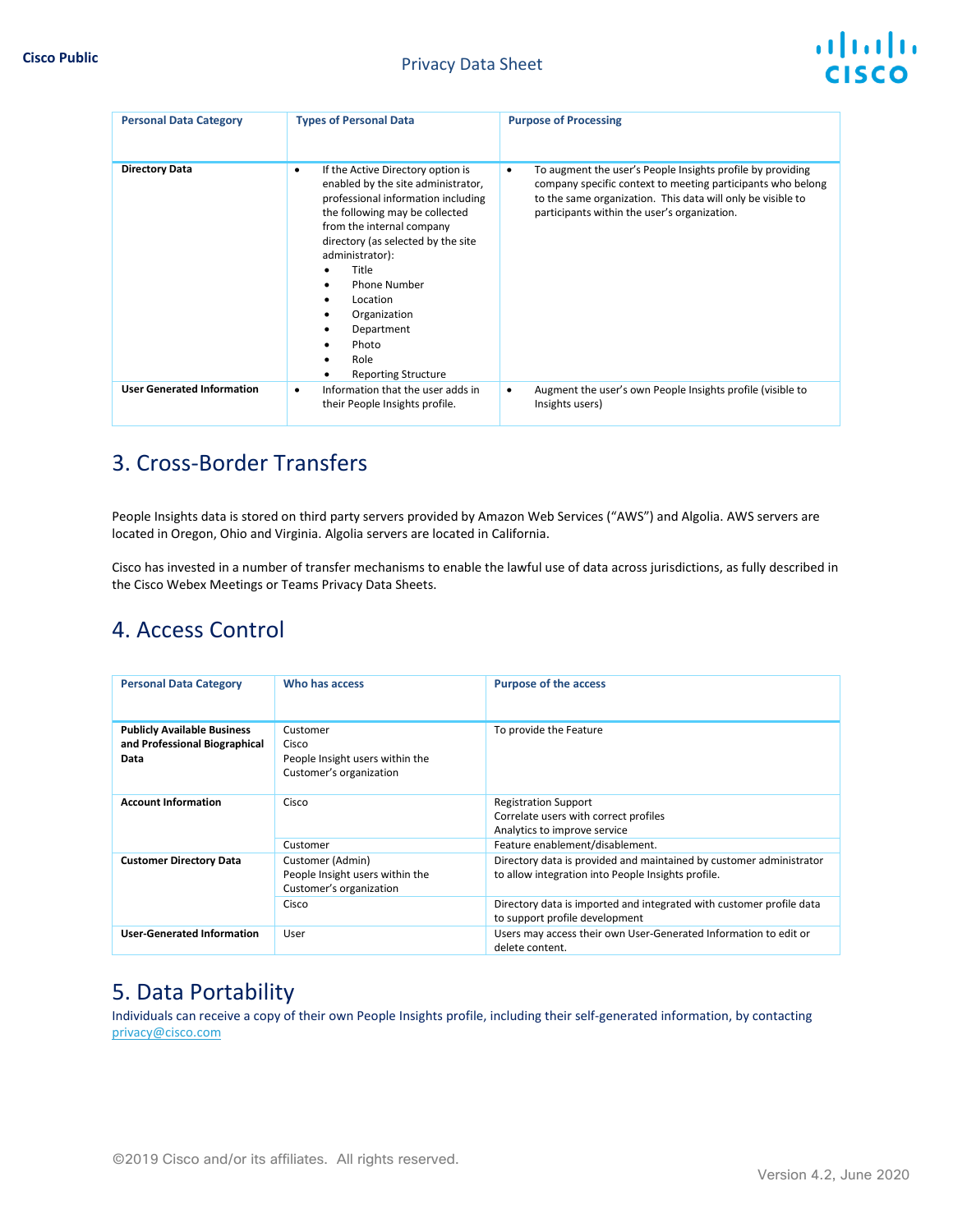| Personal Data Category | Types of Personal Data | Purpose of Processing |
| --- | --- | --- |
| **Directory Data** | • If the Active Directory option is enabled by the site administrator, professional information including the following may be collected from the internal company directory (as selected by the site administrator):<br>• Title<br>• Phone Number<br>• Location<br>• Organization<br>• Department<br>• Photo<br>• Role<br>• Reporting Structure | • To augment the user's People Insights profile by providing company specific context to meeting participants who belong to the same organization. This data will only be visible to participants within the user's organization. |
| **User Generated Information** | • Information that the user adds in their People Insights profile. | • Augment the user's own People Insights profile (visible to Insights users) |

## 3. Cross-Border Transfers

People Insights data is stored on third party servers provided by Amazon Web Services ("AWS") and Algolia. AWS servers are located in Oregon, Ohio and Virginia. Algolia servers are located in California.

Cisco has invested in a number of transfer mechanisms to enable the lawful use of data across jurisdictions, as fully described in the Cisco Webex Meetings or Teams Privacy Data Sheets.

## 4. Access Control

| Personal Data Category | Who has access | Purpose of the access |
| --- | --- | --- |
| **Publicly Available Business and Professional Biographical Data** | Customer<br>Cisco<br>People Insight users within the Customer's organization | To provide the Feature |
| **Account Information** | Cisco | Registration Support<br>Correlate users with correct profiles<br>Analytics to improve service |
| | Customer | Feature enablement/disablement. |
| **Customer Directory Data** | Customer (Admin)<br>People Insight users within the Customer's organization | Directory data is provided and maintained by customer administrator to allow integration into People Insights profile. |
| | Cisco | Directory data is imported and integrated with customer profile data to support profile development |
| **User-Generated Information** | User | Users may access their own User-Generated Information to edit or delete content. |

## 5. Data Portability

Individuals can receive a copy of their own People Insights profile, including their self-generated information, by contacting privacy@cisco.com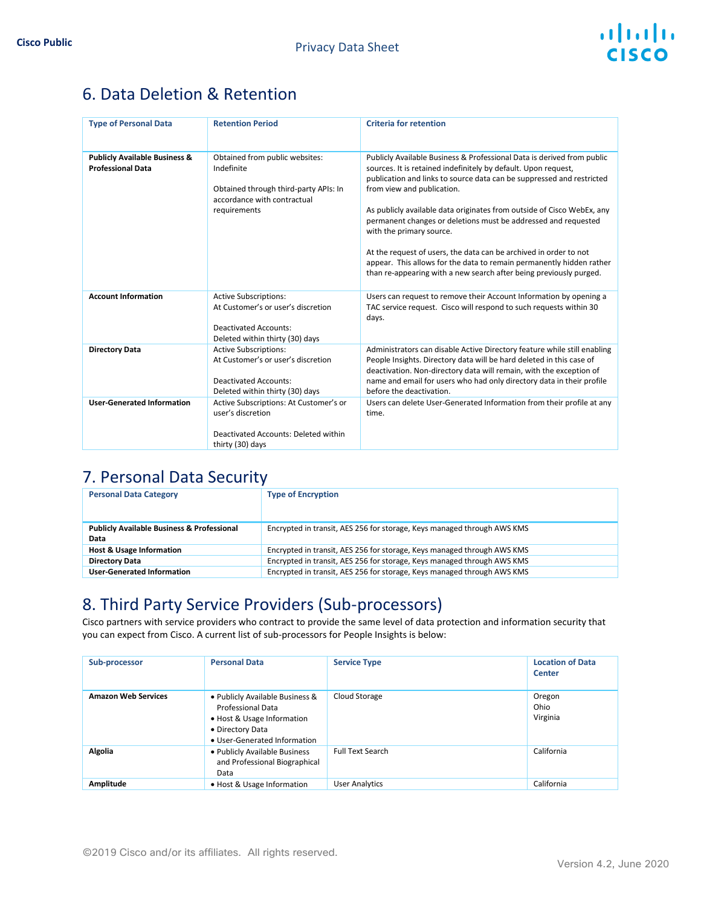## 6. Data Deletion & Retention

| Type of Personal Data | Retention Period | Criteria for retention |
|---|---|---|
| **Publicly Available Business & Professional Data** | Obtained from public websites: Indefinite<br><br>Obtained through third-party APIs: In accordance with contractual requirements | Publicly Available Business & Professional Data is derived from public sources. It is retained indefinitely by default. Upon request, publication and links to source data can be suppressed and restricted from view and publication.<br><br>As publicly available data originates from outside of Cisco WebEx, any permanent changes or deletions must be addressed and requested with the primary source.<br><br>At the request of users, the data can be archived in order to not appear. This allows for the data to remain permanently hidden rather than re-appearing with a new search after being previously purged. |
| **Account Information** | Active Subscriptions:<br>At Customer's or user's discretion<br><br>Deactivated Accounts:<br>Deleted within thirty (30) days | Users can request to remove their Account Information by opening a TAC service request. Cisco will respond to such requests within 30 days. |
| **Directory Data** | Active Subscriptions:<br>At Customer's or user's discretion<br><br>Deactivated Accounts:<br>Deleted within thirty (30) days | Administrators can disable Active Directory feature while still enabling People Insights. Directory data will be hard deleted in this case of deactivation. Non-directory data will remain, with the exception of name and email for users who had only directory data in their profile before the deactivation. |
| **User-Generated Information** | Active Subscriptions: At Customer's or user's discretion<br><br>Deactivated Accounts: Deleted within thirty (30) days | Users can delete User-Generated Information from their profile at any time. |

## 7. Personal Data Security

| Personal Data Category | Type of Encryption |
|---|---|
| **Publicly Available Business & Professional Data** | Encrypted in transit, AES 256 for storage, Keys managed through AWS KMS |
| **Host & Usage Information** | Encrypted in transit, AES 256 for storage, Keys managed through AWS KMS |
| **Directory Data** | Encrypted in transit, AES 256 for storage, Keys managed through AWS KMS |
| **User-Generated Information** | Encrypted in transit, AES 256 for storage, Keys managed through AWS KMS |

## 8. Third Party Service Providers (Sub-processors)

Cisco partners with service providers who contract to provide the same level of data protection and information security that you can expect from Cisco. A current list of sub-processors for People Insights is below:

| Sub-processor | Personal Data | Service Type | Location of Data Center |
|---|---|---|---|
| **Amazon Web Services** | • Publicly Available Business & Professional Data<br>• Host & Usage Information<br>• Directory Data<br>• User-Generated Information | Cloud Storage | Oregon<br>Ohio<br>Virginia |
| **Algolia** | • Publicly Available Business and Professional Biographical Data | Full Text Search | California |
| **Amplitude** | • Host & Usage Information | User Analytics | California |

©2019 Cisco and/or its affiliates. All rights reserved.

Version 4.2, June 2020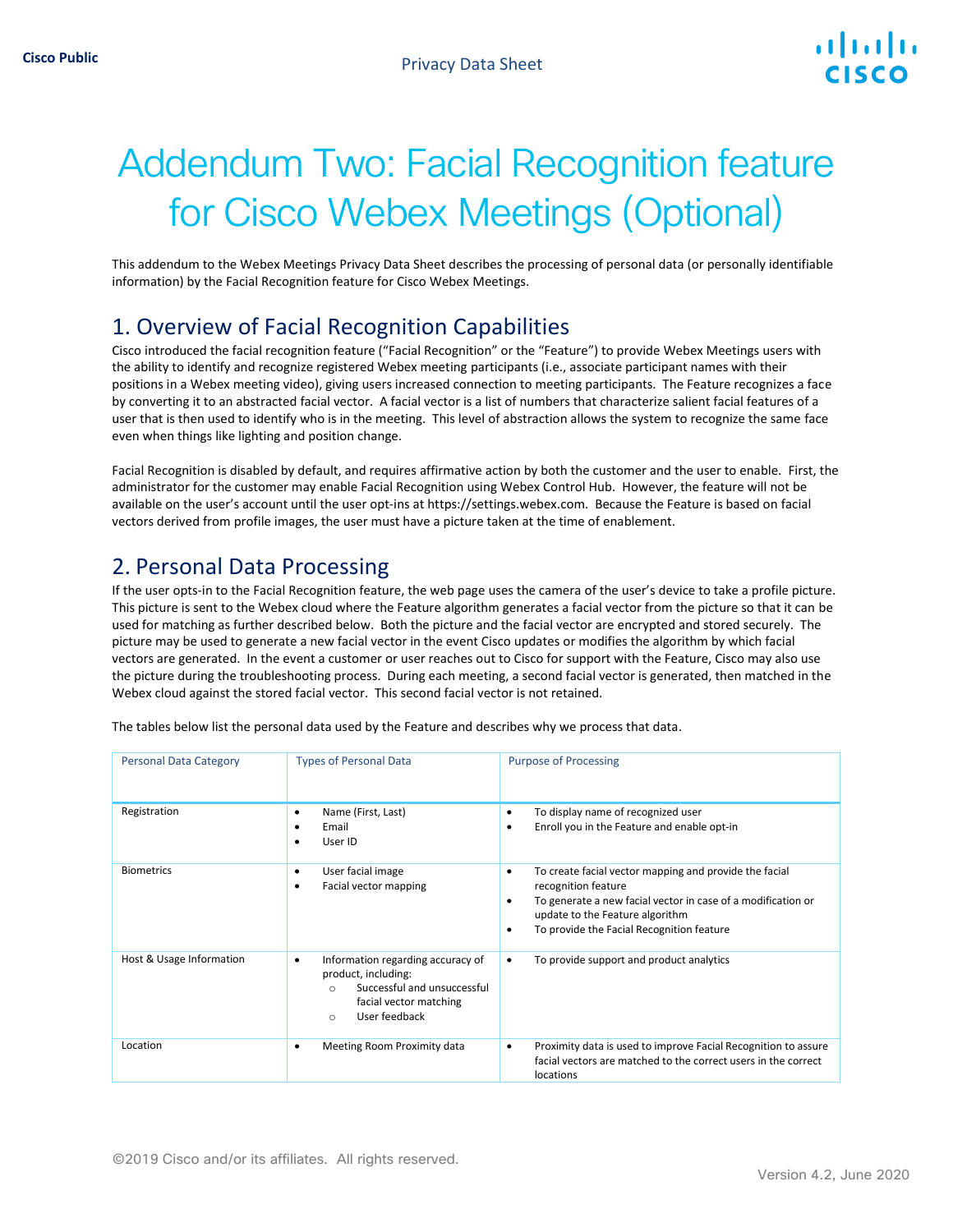# Addendum Two: Facial Recognition feature for Cisco Webex Meetings (Optional)

This addendum to the Webex Meetings Privacy Data Sheet describes the processing of personal data (or personally identifiable information) by the Facial Recognition feature for Cisco Webex Meetings.

## 1. Overview of Facial Recognition Capabilities

Cisco introduced the facial recognition feature ("Facial Recognition" or the "Feature") to provide Webex Meetings users with the ability to identify and recognize registered Webex meeting participants (i.e., associate participant names with their positions in a Webex meeting video), giving users increased connection to meeting participants. The Feature recognizes a face by converting it to an abstracted facial vector. A facial vector is a list of numbers that characterize salient facial features of a user that is then used to identify who is in the meeting. This level of abstraction allows the system to recognize the same face even when things like lighting and position change.

Facial Recognition is disabled by default, and requires affirmative action by both the customer and the user to enable. First, the administrator for the customer may enable Facial Recognition using Webex Control Hub. However, the feature will not be available on the user's account until the user opt-ins at https://settings.webex.com. Because the Feature is based on facial vectors derived from profile images, the user must have a picture taken at the time of enablement.

## 2. Personal Data Processing

If the user opts-in to the Facial Recognition feature, the web page uses the camera of the user's device to take a profile picture. This picture is sent to the Webex cloud where the Feature algorithm generates a facial vector from the picture so that it can be used for matching as further described below. Both the picture and the facial vector are encrypted and stored securely. The picture may be used to generate a new facial vector in the event Cisco updates or modifies the algorithm by which facial vectors are generated. In the event a customer or user reaches out to Cisco for support with the Feature, Cisco may also use the picture during the troubleshooting process. During each meeting, a second facial vector is generated, then matched in the Webex cloud against the stored facial vector. This second facial vector is not retained.

The tables below list the personal data used by the Feature and describes why we process that data.

| Personal Data Category | Types of Personal Data | Purpose of Processing |
|---|---|---|
| Registration | • Name (First, Last)<br>• Email<br>• User ID | • To display name of recognized user<br>• Enroll you in the Feature and enable opt-in |
| Biometrics | • User facial image<br>• Facial vector mapping | • To create facial vector mapping and provide the facial recognition feature<br>• To generate a new facial vector in case of a modification or update to the Feature algorithm<br>• To provide the Facial Recognition feature |
| Host & Usage Information | • Information regarding accuracy of product, including:<br>  ○ Successful and unsuccessful facial vector matching<br>  ○ User feedback | • To provide support and product analytics |
| Location | • Meeting Room Proximity data | • Proximity data is used to improve Facial Recognition to assure facial vectors are matched to the correct users in the correct locations |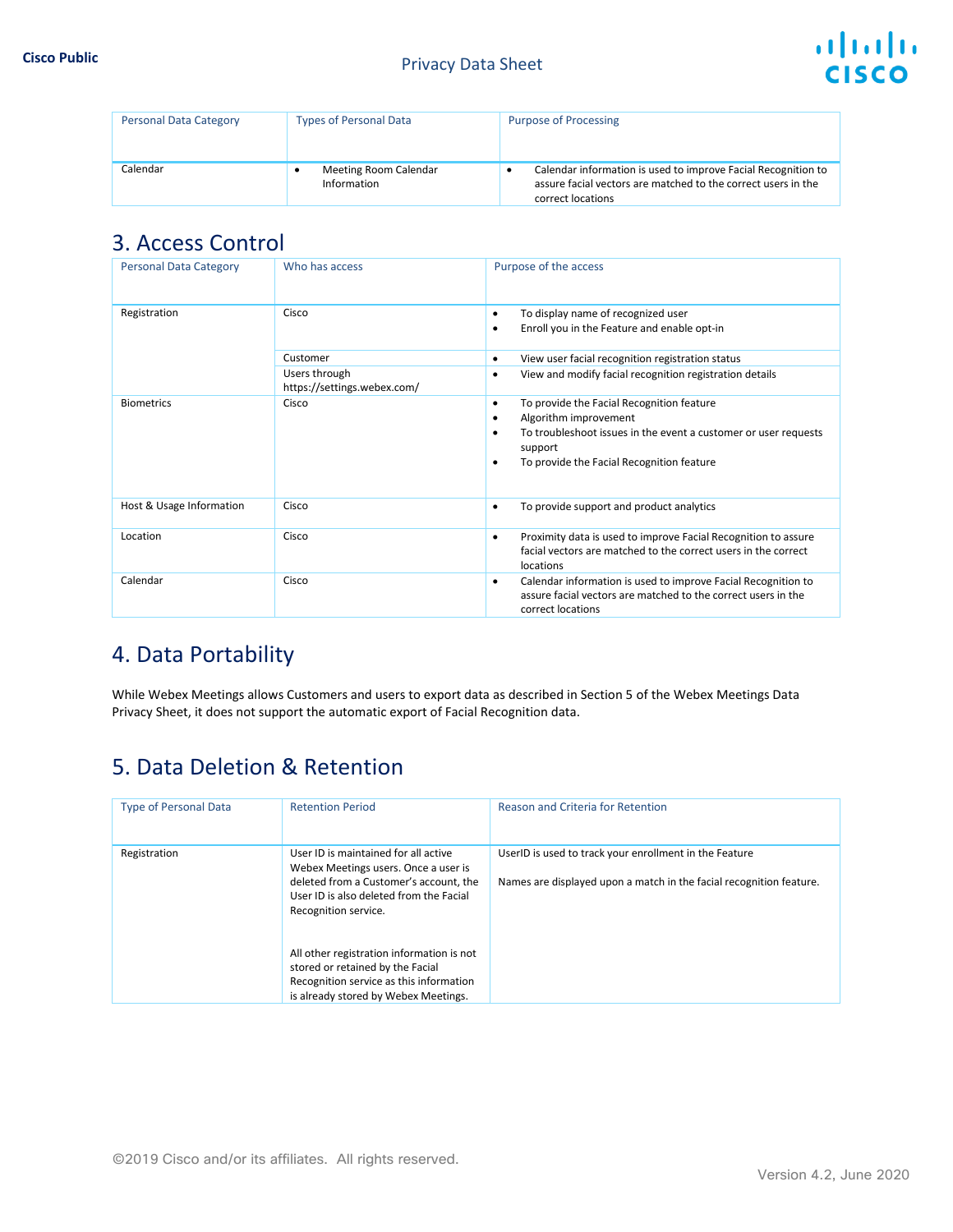| Personal Data Category | Types of Personal Data | Purpose of Processing |
| --- | --- | --- |
| Calendar | • Meeting Room Calendar Information | • Calendar information is used to improve Facial Recognition to assure facial vectors are matched to the correct users in the correct locations |

## 3. Access Control

| Personal Data Category | Who has access | Purpose of the access |
| --- | --- | --- |
| Registration | Cisco | • To display name of recognized user<br>• Enroll you in the Feature and enable opt-in |
| | Customer | • View user facial recognition registration status |
| | Users through https://settings.webex.com/ | • View and modify facial recognition registration details |
| Biometrics | Cisco | • To provide the Facial Recognition feature<br>• Algorithm improvement<br>• To troubleshoot issues in the event a customer or user requests support<br>• To provide the Facial Recognition feature |
| Host & Usage Information | Cisco | • To provide support and product analytics |
| Location | Cisco | • Proximity data is used to improve Facial Recognition to assure facial vectors are matched to the correct users in the correct locations |
| Calendar | Cisco | • Calendar information is used to improve Facial Recognition to assure facial vectors are matched to the correct users in the correct locations |

## 4. Data Portability

While Webex Meetings allows Customers and users to export data as described in Section 5 of the Webex Meetings Data Privacy Sheet, it does not support the automatic export of Facial Recognition data.

## 5. Data Deletion & Retention

| Type of Personal Data | Retention Period | Reason and Criteria for Retention |
| --- | --- | --- |
| Registration | User ID is maintained for all active Webex Meetings users. Once a user is deleted from a Customer's account, the User ID is also deleted from the Facial Recognition service.<br><br>All other registration information is not stored or retained by the Facial Recognition service as this information is already stored by Webex Meetings. | UserID is used to track your enrollment in the Feature<br><br>Names are displayed upon a match in the facial recognition feature. |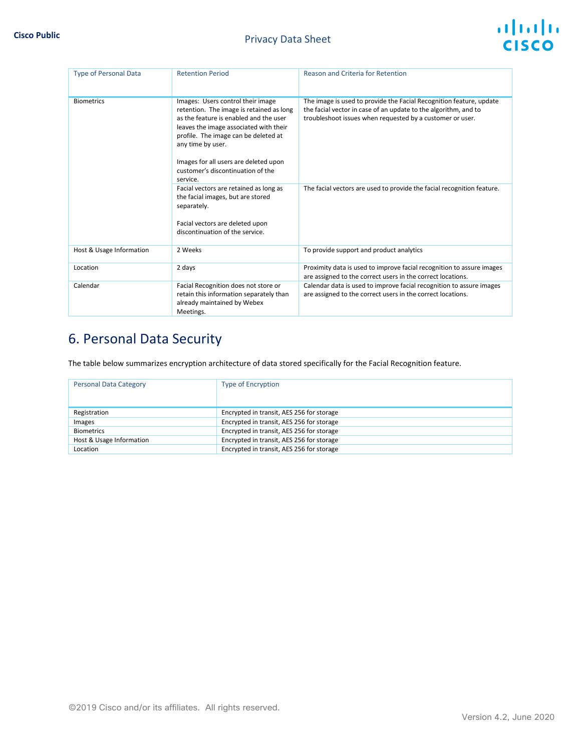| Type of Personal Data | Retention Period | Reason and Criteria for Retention |
|---|---|---|
| Biometrics | Images: Users control their image retention. The image is retained as long as the feature is enabled and the user leaves the image associated with their profile. The image can be deleted at any time by user.<br><br>Images for all users are deleted upon customer's discontinuation of the service. | The image is used to provide the Facial Recognition feature, update the facial vector in case of an update to the algorithm, and to troubleshoot issues when requested by a customer or user. |
| | Facial vectors are retained as long as the facial images, but are stored separately.<br><br>Facial vectors are deleted upon discontinuation of the service. | The facial vectors are used to provide the facial recognition feature. |
| Host & Usage Information | 2 Weeks | To provide support and product analytics |
| Location | 2 days | Proximity data is used to improve facial recognition to assure images are assigned to the correct users in the correct locations. |
| Calendar | Facial Recognition does not store or retain this information separately than already maintained by Webex Meetings. | Calendar data is used to improve facial recognition to assure images are assigned to the correct users in the correct locations. |

# 6. Personal Data Security

The table below summarizes encryption architecture of data stored specifically for the Facial Recognition feature.

| Personal Data Category | Type of Encryption |
|---|---|
| Registration | Encrypted in transit, AES 256 for storage |
| Images | Encrypted in transit, AES 256 for storage |
| Biometrics | Encrypted in transit, AES 256 for storage |
| Host & Usage Information | Encrypted in transit, AES 256 for storage |
| Location | Encrypted in transit, AES 256 for storage |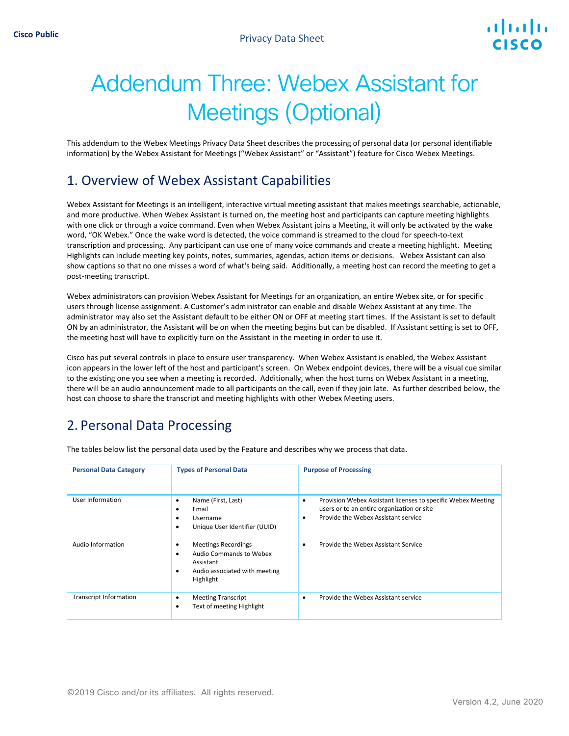# Addendum Three: Webex Assistant for Meetings (Optional)

This addendum to the Webex Meetings Privacy Data Sheet describes the processing of personal data (or personal identifiable information) by the Webex Assistant for Meetings (“Webex Assistant” or “Assistant”) feature for Cisco Webex Meetings.

## 1. Overview of Webex Assistant Capabilities

Webex Assistant for Meetings is an intelligent, interactive virtual meeting assistant that makes meetings searchable, actionable, and more productive. When Webex Assistant is turned on, the meeting host and participants can capture meeting highlights with one click or through a voice command. Even when Webex Assistant joins a Meeting, it will only be activated by the wake word, “OK Webex.” Once the wake word is detected, the voice command is streamed to the cloud for speech-to-text transcription and processing. Any participant can use one of many voice commands and create a meeting highlight. Meeting Highlights can include meeting key points, notes, summaries, agendas, action items or decisions. Webex Assistant can also show captions so that no one misses a word of what's being said. Additionally, a meeting host can record the meeting to get a post-meeting transcript.

Webex administrators can provision Webex Assistant for Meetings for an organization, an entire Webex site, or for specific users through license assignment. A Customer’s administrator can enable and disable Webex Assistant at any time. The administrator may also set the Assistant default to be either ON or OFF at meeting start times. If the Assistant is set to default ON by an administrator, the Assistant will be on when the meeting begins but can be disabled. If Assistant setting is set to OFF, the meeting host will have to explicitly turn on the Assistant in the meeting in order to use it.

Cisco has put several controls in place to ensure user transparency. When Webex Assistant is enabled, the Webex Assistant icon appears in the lower left of the host and participant's screen. On Webex endpoint devices, there will be a visual cue similar to the existing one you see when a meeting is recorded. Additionally, when the host turns on Webex Assistant in a meeting, there will be an audio announcement made to all participants on the call, even if they join late. As further described below, the host can choose to share the transcript and meeting highlights with other Webex Meeting users.

## 2. Personal Data Processing

The tables below list the personal data used by the Feature and describes why we process that data.

| Personal Data Category | Types of Personal Data | Purpose of Processing |
|---|---|---|
| User Information | • Name (First, Last)<br>• Email<br>• Username<br>• Unique User Identifier (UUID) | • Provision Webex Assistant licenses to specific Webex Meeting users or to an entire organization or site<br>• Provide the Webex Assistant service |
| Audio Information | • Meetings Recordings<br>• Audio Commands to Webex Assistant<br>• Audio associated with meeting Highlight | • Provide the Webex Assistant Service |
| Transcript Information | • Meeting Transcript<br>• Text of meeting Highlight | • Provide the Webex Assistant service |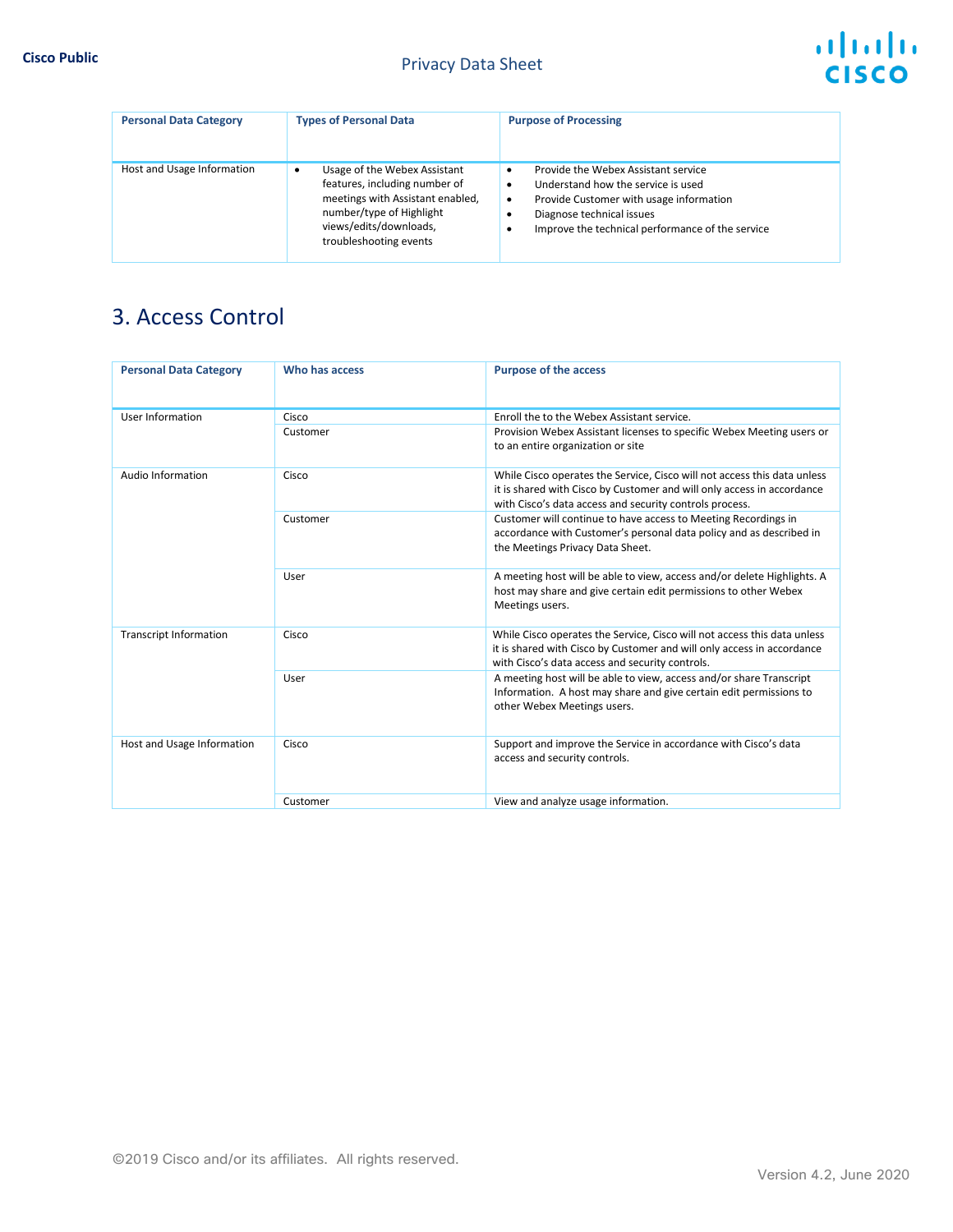| Personal Data Category | Types of Personal Data | Purpose of Processing |
|---|---|---|
| Host and Usage Information | • Usage of the Webex Assistant features, including number of meetings with Assistant enabled, number/type of Highlight views/edits/downloads, troubleshooting events | • Provide the Webex Assistant service<br>• Understand how the service is used<br>• Provide Customer with usage information<br>• Diagnose technical issues<br>• Improve the technical performance of the service |

## 3. Access Control

| Personal Data Category | Who has access | Purpose of the access |
|---|---|---|
| User Information | Cisco | Enroll the to the Webex Assistant service. |
| | Customer | Provision Webex Assistant licenses to specific Webex Meeting users or to an entire organization or site |
| Audio Information | Cisco | While Cisco operates the Service, Cisco will not access this data unless it is shared with Cisco by Customer and will only access in accordance with Cisco's data access and security controls process. |
| | Customer | Customer will continue to have access to Meeting Recordings in accordance with Customer's personal data policy and as described in the Meetings Privacy Data Sheet. |
| | User | A meeting host will be able to view, access and/or delete Highlights. A host may share and give certain edit permissions to other Webex Meetings users. |
| Transcript Information | Cisco | While Cisco operates the Service, Cisco will not access this data unless it is shared with Cisco by Customer and will only access in accordance with Cisco's data access and security controls. |
| | User | A meeting host will be able to view, access and/or share Transcript Information. A host may share and give certain edit permissions to other Webex Meetings users. |
| Host and Usage Information | Cisco | Support and improve the Service in accordance with Cisco's data access and security controls. |
| | Customer | View and analyze usage information. |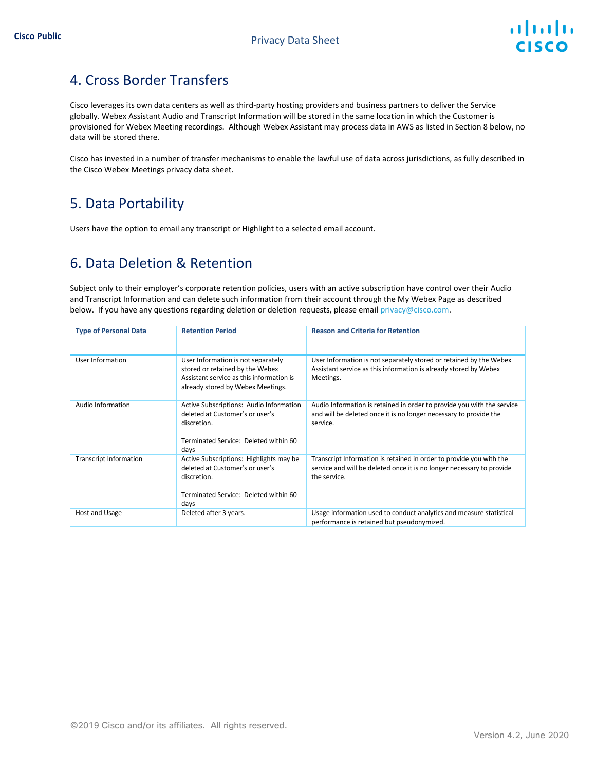## 4. Cross Border Transfers

Cisco leverages its own data centers as well as third-party hosting providers and business partners to deliver the Service globally. Webex Assistant Audio and Transcript Information will be stored in the same location in which the Customer is provisioned for Webex Meeting recordings. Although Webex Assistant may process data in AWS as listed in Section 8 below, no data will be stored there.

Cisco has invested in a number of transfer mechanisms to enable the lawful use of data across jurisdictions, as fully described in the Cisco Webex Meetings privacy data sheet.

## 5. Data Portability

Users have the option to email any transcript or Highlight to a selected email account.

## 6. Data Deletion & Retention

Subject only to their employer's corporate retention policies, users with an active subscription have control over their Audio and Transcript Information and can delete such information from their account through the My Webex Page as described below. If you have any questions regarding deletion or deletion requests, please email privacy@cisco.com.

| Type of Personal Data | Retention Period | Reason and Criteria for Retention |
|---|---|---|
| User Information | User Information is not separately stored or retained by the Webex Assistant service as this information is already stored by Webex Meetings. | User Information is not separately stored or retained by the Webex Assistant service as this information is already stored by Webex Meetings. |
| Audio Information | Active Subscriptions: Audio Information deleted at Customer's or user's discretion.<br><br>Terminated Service: Deleted within 60 days | Audio Information is retained in order to provide you with the service and will be deleted once it is no longer necessary to provide the service. |
| Transcript Information | Active Subscriptions: Highlights may be deleted at Customer's or user's discretion.<br><br>Terminated Service: Deleted within 60 days | Transcript Information is retained in order to provide you with the service and will be deleted once it is no longer necessary to provide the service. |
| Host and Usage | Deleted after 3 years. | Usage information used to conduct analytics and measure statistical performance is retained but pseudonymized. |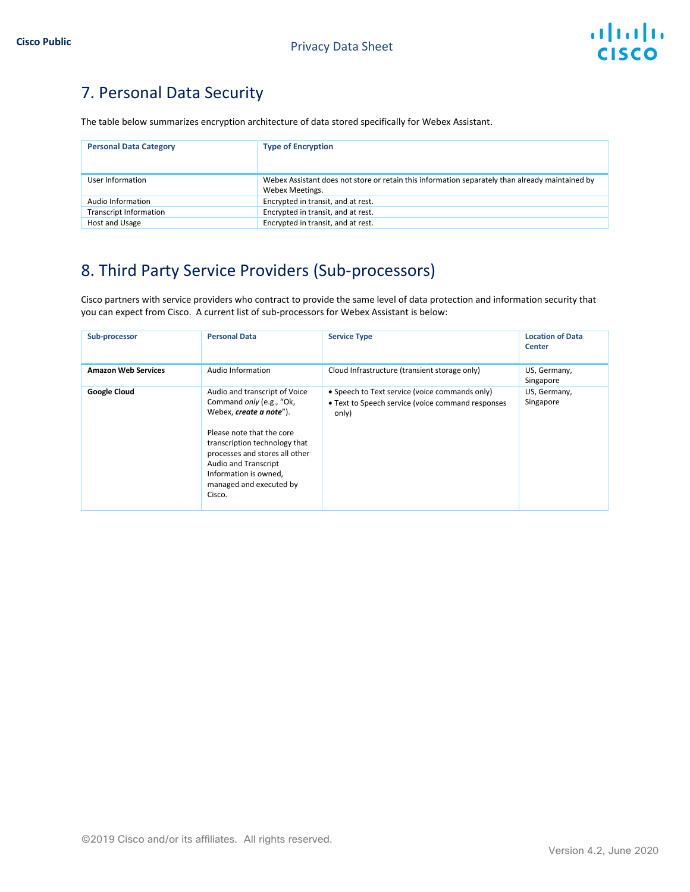## 7. Personal Data Security

The table below summarizes encryption architecture of data stored specifically for Webex Assistant.

| Personal Data Category | Type of Encryption |
|---|---|
| User Information | Webex Assistant does not store or retain this information separately than already maintained by Webex Meetings. |
| Audio Information | Encrypted in transit, and at rest. |
| Transcript Information | Encrypted in transit, and at rest. |
| Host and Usage | Encrypted in transit, and at rest. |

## 8. Third Party Service Providers (Sub-processors)

Cisco partners with service providers who contract to provide the same level of data protection and information security that you can expect from Cisco. A current list of sub-processors for Webex Assistant is below:

| Sub-processor | Personal Data | Service Type | Location of Data Center |
|---|---|---|---|
| **Amazon Web Services** | Audio Information | Cloud Infrastructure (transient storage only) | US, Germany, Singapore |
| **Google Cloud** | Audio and transcript of Voice Command *only* (e.g., "Ok, Webex, ***create a note***").<br><br>Please note that the core transcription technology that processes and stores all other Audio and Transcript Information is owned, managed and executed by Cisco. | • Speech to Text service (voice commands only)<br>• Text to Speech service (voice command responses only) | US, Germany, Singapore |

©2019 Cisco and/or its affiliates. All rights reserved.

Version 4.2, June 2020